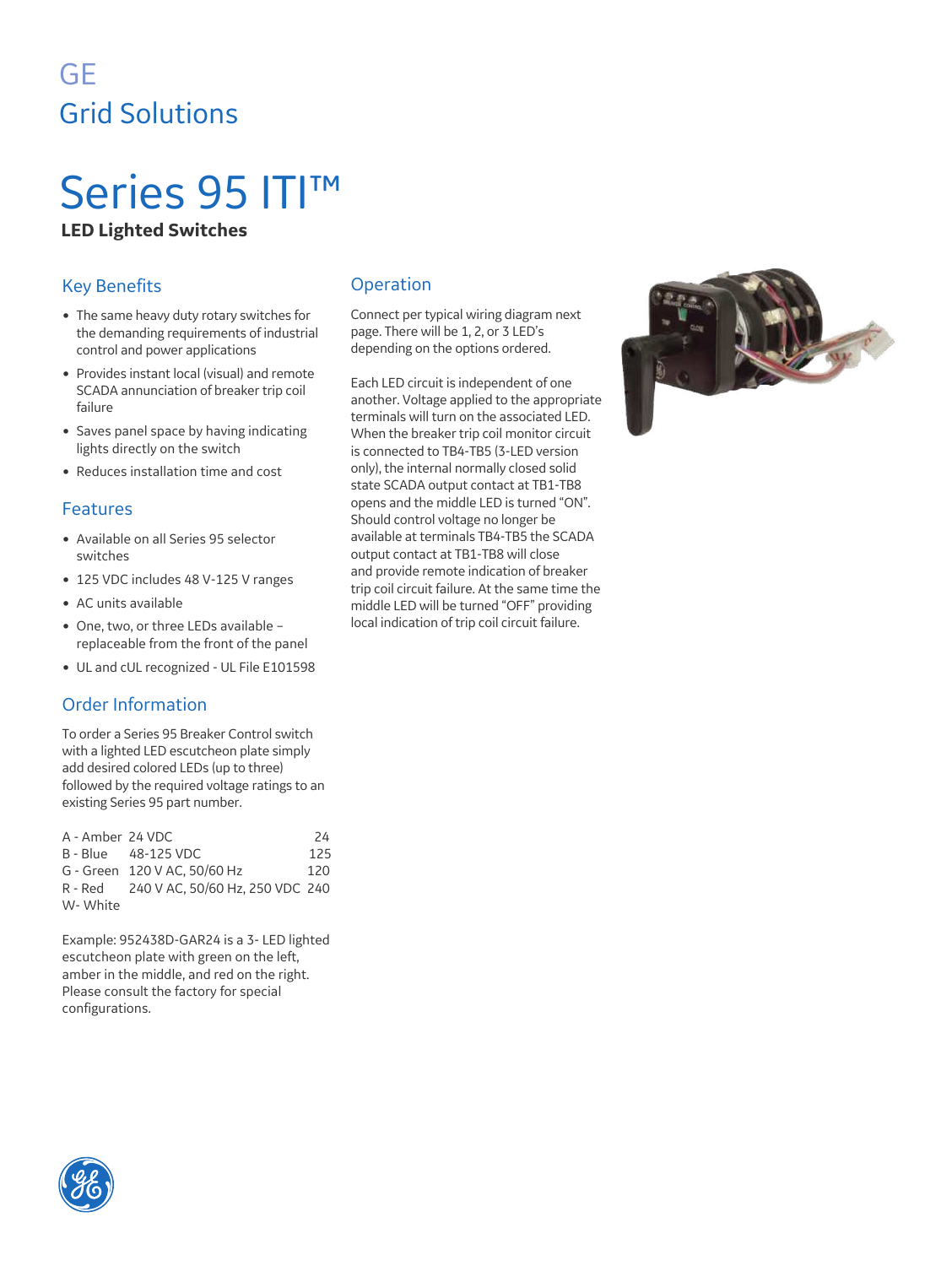GE

Grid Solutions

# Series 95 ITI™

**LED Lighted Switches**

## Key Benefits

- The same heavy duty rotary switches for the demanding requirements of industrial control and power applications
- Provides instant local (visual) and remote SCADA annunciation of breaker trip coil failure
- Saves panel space by having indicating lights directly on the switch
- Reduces installation time and cost

## Features

- Available on all Series 95 selector switches
- 125 VDC includes 48 V-125 V ranges
- AC units available
- One, two, or three LEDs available – replaceable from the front of the panel
- UL and cUL recognized - UL File E101598

## Order Information

To order a Series 95 Breaker Control switch with a lighted LED escutcheon plate simply add desired colored LEDs (up to three) followed by the required voltage ratings to an existing Series 95 part number.

| | | |
|---|---|---|
| A - Amber | 24 VDC | 24 |
| B - Blue | 48-125 VDC | 125 |
| G - Green | 120 V AC, 50/60 Hz | 120 |
| R - Red | 240 V AC, 50/60 Hz, 250 VDC | 240 |
| W- White | | |

Example: 952438D-GAR24 is a 3- LED lighted escutcheon plate with green on the left, amber in the middle, and red on the right. Please consult the factory for special configurations.

## Operation

Connect per typical wiring diagram next page. There will be 1, 2, or 3 LED's depending on the options ordered.

Each LED circuit is independent of one another. Voltage applied to the appropriate terminals will turn on the associated LED. When the breaker trip coil monitor circuit is connected to TB4-TB5 (3-LED version only), the internal normally closed solid state SCADA output contact at TB1-TB8 opens and the middle LED is turned "ON". Should control voltage no longer be available at terminals TB4-TB5 the SCADA output contact at TB1-TB8 will close and provide remote indication of breaker trip coil circuit failure. At the same time the middle LED will be turned "OFF" providing local indication of trip coil circuit failure.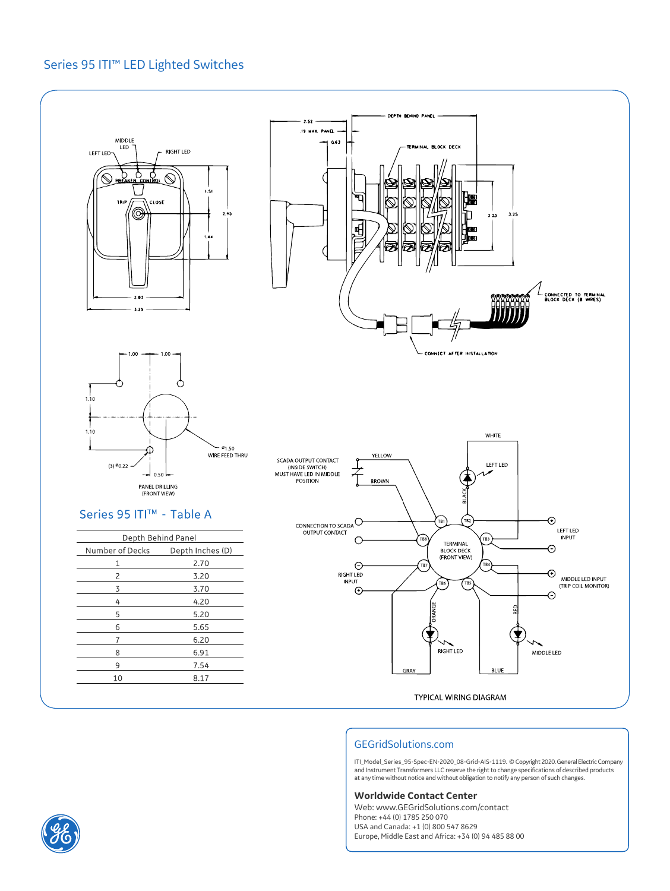## Series 95 ITI™ LED Lighted Switches

MIDDLE LED
LEFT LED
RIGHT LED
BREAKER CONTROL
TRIP
CLOSE
1.51
2.95
1.44
2.83
3.25

2.52
.19 MAX PANEL
0.63
DEPTH BEHIND PANEL
TERMINAL BLOCK DECK
2.23
3.25
CONNECTED TO TERMINAL BLOCK DECK (8 WIRES)
CONNECT AFTER INSTALLATION

1.00
1.00
1.10
1.10
(3) Ø0.22
Ø1.50
WIRE FEED THRU
0.50
PANEL DRILLING
(FRONT VIEW)

### Series 95 ITI™ - Table A

| Depth Behind Panel | |
|---|---|
| Number of Decks | Depth Inches (D) |
| 1 | 2.70 |
| 2 | 3.20 |
| 3 | 3.70 |
| 4 | 4.20 |
| 5 | 5.20 |
| 6 | 5.65 |
| 7 | 6.20 |
| 8 | 6.91 |
| 9 | 7.54 |
| 10 | 8.17 |

SCADA OUTPUT CONTACT
(INSIDE SWITCH)
MUST HAVE LED IN MIDDLE POSITION
YELLOW
BROWN
WHITE
LEFT LED
BLACK
CONNECTION TO SCADA OUTPUT CONTACT
TB1
TB2
TB8
TB3
TERMINAL BLOCK DECK (FRONT VIEW)
TB7
TB4
TB6
TB5
LEFT LED INPUT
RIGHT LED INPUT
MIDDLE LED INPUT (TRIP COIL MONITOR)
ORANGE
RED
RIGHT LED
MIDDLE LED
GRAY
BLUE

TYPICAL WIRING DIAGRAM

GEGridSolutions.com

ITI_Model_Series_95-Spec-EN-2020_08-Grid-AIS-1119. © Copyright 2020. General Electric Company and Instrument Transformers LLC reserve the right to change specifications of described products at any time without notice and without obligation to notify any person of such changes.

**Worldwide Contact Center**
Web: www.GEGridSolutions.com/contact
Phone: +44 (0) 1785 250 070
USA and Canada: +1 (0) 800 547 8629
Europe, Middle East and Africa: +34 (0) 94 485 88 00